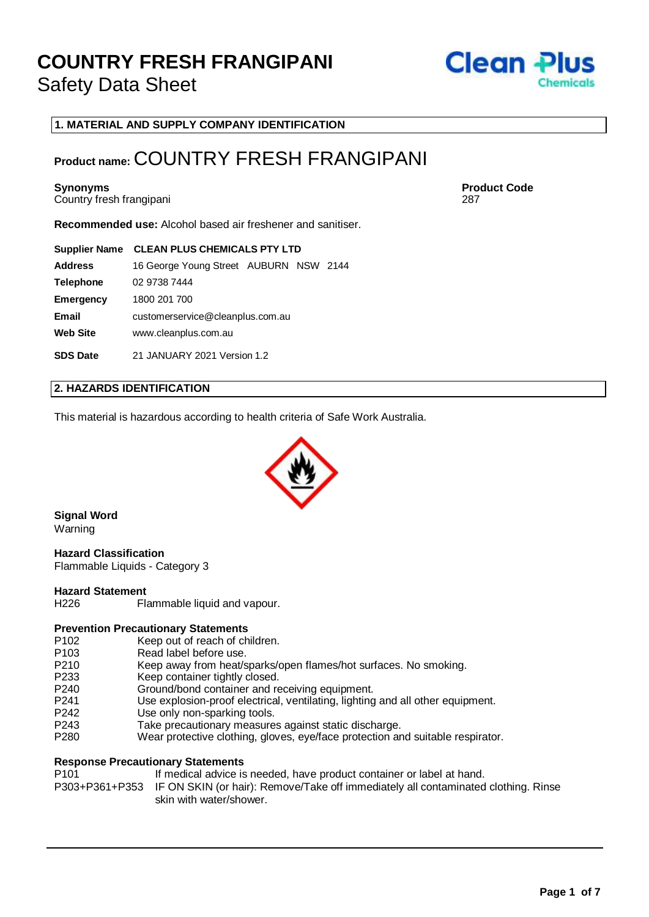# COUNTRY FRESH FRANGIPANI

Safety Data Sheet

## 1. MATERIAL AND SUPPLY COMPANY IDENTIFICATION

**Product name:** COUNTRY FRESH FRANGIPANI

**Synonyms**
Country fresh frangipani

**Product Code**
287

**Recommended use:** Alcohol based air freshener and sanitiser.

| | |
|---|---|
| **Supplier Name** | **CLEAN PLUS CHEMICALS PTY LTD** |
| **Address** | 16 George Young Street AUBURN NSW 2144 |
| **Telephone** | 02 9738 7444 |
| **Emergency** | 1800 201 700 |
| **Email** | customerservice@cleanplus.com.au |
| **Web Site** | www.cleanplus.com.au |
| **SDS Date** | 21 JANUARY 2021 Version 1.2 |

## 2. HAZARDS IDENTIFICATION

This material is hazardous according to health criteria of Safe Work Australia.

**Signal Word**
Warning

**Hazard Classification**
Flammable Liquids - Category 3

**Hazard Statement**

| | |
|---|---|
| H226 | Flammable liquid and vapour. |

**Prevention Precautionary Statements**

| | |
|---|---|
| P102 | Keep out of reach of children. |
| P103 | Read label before use. |
| P210 | Keep away from heat/sparks/open flames/hot surfaces. No smoking. |
| P233 | Keep container tightly closed. |
| P240 | Ground/bond container and receiving equipment. |
| P241 | Use explosion-proof electrical, ventilating, lighting and all other equipment. |
| P242 | Use only non-sparking tools. |
| P243 | Take precautionary measures against static discharge. |
| P280 | Wear protective clothing, gloves, eye/face protection and suitable respirator. |

**Response Precautionary Statements**

| | |
|---|---|
| P101 | If medical advice is needed, have product container or label at hand. |
| P303+P361+P353 | IF ON SKIN (or hair): Remove/Take off immediately all contaminated clothing. Rinse skin with water/shower. |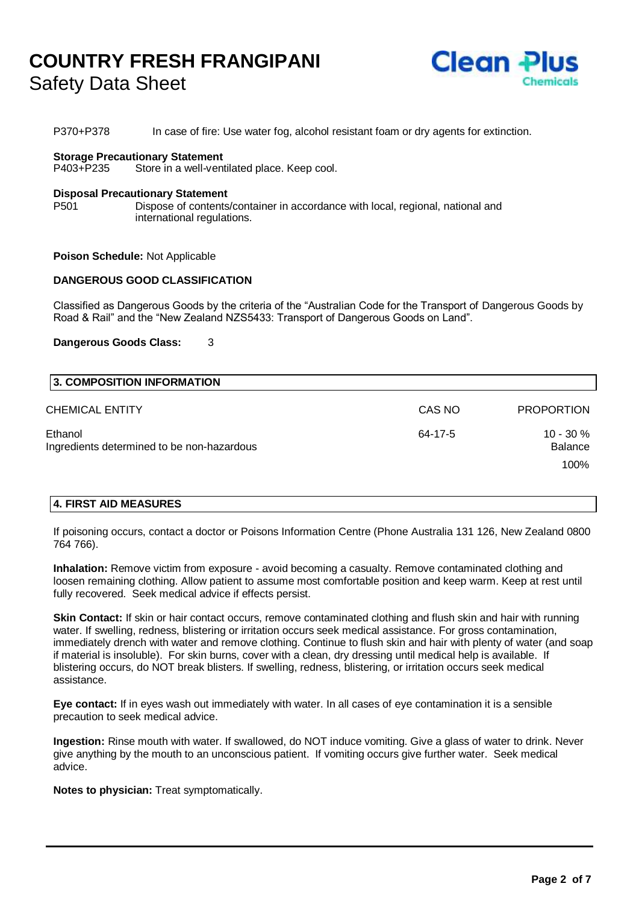P370+P378 In case of fire: Use water fog, alcohol resistant foam or dry agents for extinction.

**Storage Precautionary Statement**
P403+P235 Store in a well-ventilated place. Keep cool.

**Disposal Precautionary Statement**
P501 Dispose of contents/container in accordance with local, regional, national and international regulations.

**Poison Schedule:** Not Applicable

**DANGEROUS GOOD CLASSIFICATION**

Classified as Dangerous Goods by the criteria of the "Australian Code for the Transport of Dangerous Goods by Road & Rail" and the "New Zealand NZS5433: Transport of Dangerous Goods on Land".

**Dangerous Goods Class:** 3

## 3. COMPOSITION INFORMATION

| CHEMICAL ENTITY | CAS NO | PROPORTION |
|---|---|---|
| Ethanol | 64-17-5 | 10 - 30 % |
| Ingredients determined to be non-hazardous | | Balance |
| | | 100% |

## 4. FIRST AID MEASURES

If poisoning occurs, contact a doctor or Poisons Information Centre (Phone Australia 131 126, New Zealand 0800 764 766).

**Inhalation:** Remove victim from exposure - avoid becoming a casualty. Remove contaminated clothing and loosen remaining clothing. Allow patient to assume most comfortable position and keep warm. Keep at rest until fully recovered. Seek medical advice if effects persist.

**Skin Contact:** If skin or hair contact occurs, remove contaminated clothing and flush skin and hair with running water. If swelling, redness, blistering or irritation occurs seek medical assistance. For gross contamination, immediately drench with water and remove clothing. Continue to flush skin and hair with plenty of water (and soap if material is insoluble). For skin burns, cover with a clean, dry dressing until medical help is available. If blistering occurs, do NOT break blisters. If swelling, redness, blistering, or irritation occurs seek medical assistance.

**Eye contact:** If in eyes wash out immediately with water. In all cases of eye contamination it is a sensible precaution to seek medical advice.

**Ingestion:** Rinse mouth with water. If swallowed, do NOT induce vomiting. Give a glass of water to drink. Never give anything by the mouth to an unconscious patient. If vomiting occurs give further water. Seek medical advice.

**Notes to physician:** Treat symptomatically.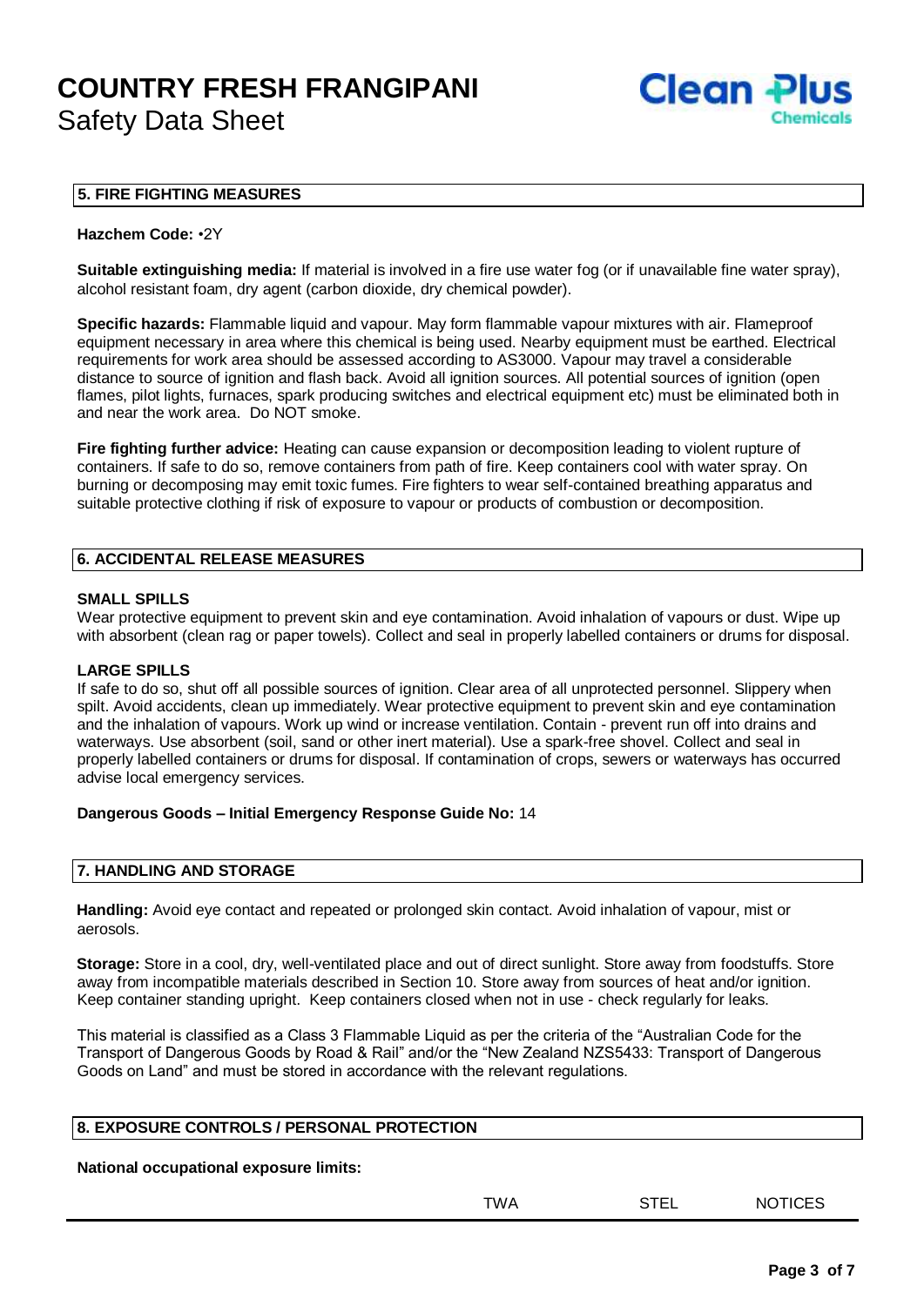## 5. FIRE FIGHTING MEASURES

**Hazchem Code:** •2Y

**Suitable extinguishing media:** If material is involved in a fire use water fog (or if unavailable fine water spray), alcohol resistant foam, dry agent (carbon dioxide, dry chemical powder).

**Specific hazards:** Flammable liquid and vapour. May form flammable vapour mixtures with air. Flameproof equipment necessary in area where this chemical is being used. Nearby equipment must be earthed. Electrical requirements for work area should be assessed according to AS3000. Vapour may travel a considerable distance to source of ignition and flash back. Avoid all ignition sources. All potential sources of ignition (open flames, pilot lights, furnaces, spark producing switches and electrical equipment etc) must be eliminated both in and near the work area. Do NOT smoke.

**Fire fighting further advice:** Heating can cause expansion or decomposition leading to violent rupture of containers. If safe to do so, remove containers from path of fire. Keep containers cool with water spray. On burning or decomposing may emit toxic fumes. Fire fighters to wear self-contained breathing apparatus and suitable protective clothing if risk of exposure to vapour or products of combustion or decomposition.

## 6. ACCIDENTAL RELEASE MEASURES

**SMALL SPILLS**

Wear protective equipment to prevent skin and eye contamination. Avoid inhalation of vapours or dust. Wipe up with absorbent (clean rag or paper towels). Collect and seal in properly labelled containers or drums for disposal.

**LARGE SPILLS**

If safe to do so, shut off all possible sources of ignition. Clear area of all unprotected personnel. Slippery when spilt. Avoid accidents, clean up immediately. Wear protective equipment to prevent skin and eye contamination and the inhalation of vapours. Work up wind or increase ventilation. Contain - prevent run off into drains and waterways. Use absorbent (soil, sand or other inert material). Use a spark-free shovel. Collect and seal in properly labelled containers or drums for disposal. If contamination of crops, sewers or waterways has occurred advise local emergency services.

**Dangerous Goods – Initial Emergency Response Guide No:** 14

## 7. HANDLING AND STORAGE

**Handling:** Avoid eye contact and repeated or prolonged skin contact. Avoid inhalation of vapour, mist or aerosols.

**Storage:** Store in a cool, dry, well-ventilated place and out of direct sunlight. Store away from foodstuffs. Store away from incompatible materials described in Section 10. Store away from sources of heat and/or ignition. Keep container standing upright. Keep containers closed when not in use - check regularly for leaks.

This material is classified as a Class 3 Flammable Liquid as per the criteria of the "Australian Code for the Transport of Dangerous Goods by Road & Rail" and/or the "New Zealand NZS5433: Transport of Dangerous Goods on Land" and must be stored in accordance with the relevant regulations.

## 8. EXPOSURE CONTROLS / PERSONAL PROTECTION

**National occupational exposure limits:**

| | TWA | STEL | NOTICES |
|---|---|---|---|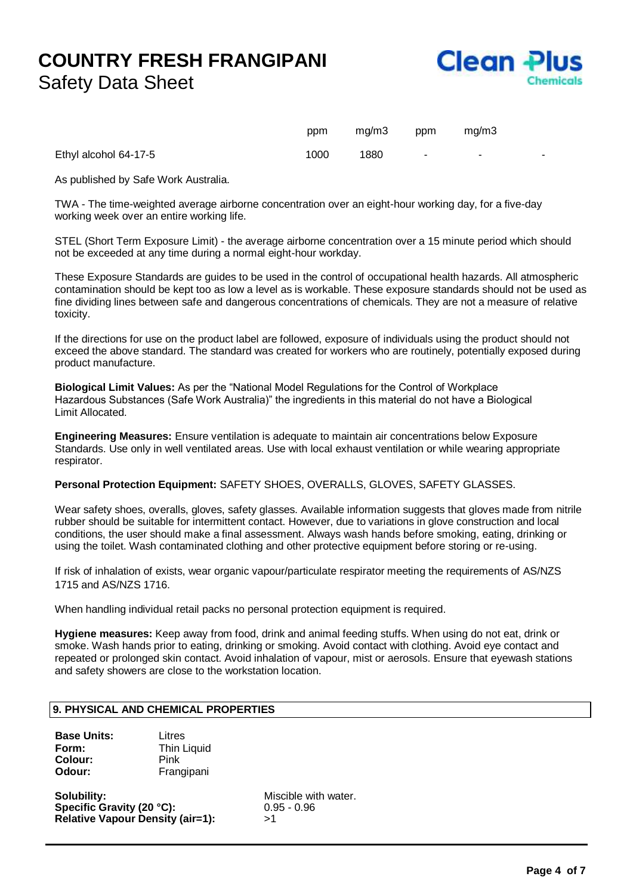|  | ppm | mg/m3 | ppm | mg/m3 |  |
|---|---|---|---|---|---|
| Ethyl alcohol 64-17-5 | 1000 | 1880 | - | - | - |

As published by Safe Work Australia.

TWA - The time-weighted average airborne concentration over an eight-hour working day, for a five-day working week over an entire working life.

STEL (Short Term Exposure Limit) - the average airborne concentration over a 15 minute period which should not be exceeded at any time during a normal eight-hour workday.

These Exposure Standards are guides to be used in the control of occupational health hazards. All atmospheric contamination should be kept too as low a level as is workable. These exposure standards should not be used as fine dividing lines between safe and dangerous concentrations of chemicals. They are not a measure of relative toxicity.

If the directions for use on the product label are followed, exposure of individuals using the product should not exceed the above standard. The standard was created for workers who are routinely, potentially exposed during product manufacture.

**Biological Limit Values:** As per the "National Model Regulations for the Control of Workplace Hazardous Substances (Safe Work Australia)" the ingredients in this material do not have a Biological Limit Allocated.

**Engineering Measures:** Ensure ventilation is adequate to maintain air concentrations below Exposure Standards. Use only in well ventilated areas. Use with local exhaust ventilation or while wearing appropriate respirator.

**Personal Protection Equipment:** SAFETY SHOES, OVERALLS, GLOVES, SAFETY GLASSES.

Wear safety shoes, overalls, gloves, safety glasses. Available information suggests that gloves made from nitrile rubber should be suitable for intermittent contact. However, due to variations in glove construction and local conditions, the user should make a final assessment. Always wash hands before smoking, eating, drinking or using the toilet. Wash contaminated clothing and other protective equipment before storing or re-using.

If risk of inhalation of exists, wear organic vapour/particulate respirator meeting the requirements of AS/NZS 1715 and AS/NZS 1716.

When handling individual retail packs no personal protection equipment is required.

**Hygiene measures:** Keep away from food, drink and animal feeding stuffs. When using do not eat, drink or smoke. Wash hands prior to eating, drinking or smoking. Avoid contact with clothing. Avoid eye contact and repeated or prolonged skin contact. Avoid inhalation of vapour, mist or aerosols. Ensure that eyewash stations and safety showers are close to the workstation location.

## 9. PHYSICAL AND CHEMICAL PROPERTIES

**Base Units:** Litres
**Form:** Thin Liquid
**Colour:** Pink
**Odour:** Frangipani

**Solubility:** Miscible with water.
**Specific Gravity (20 °C):** 0.95 - 0.96
**Relative Vapour Density (air=1):** >1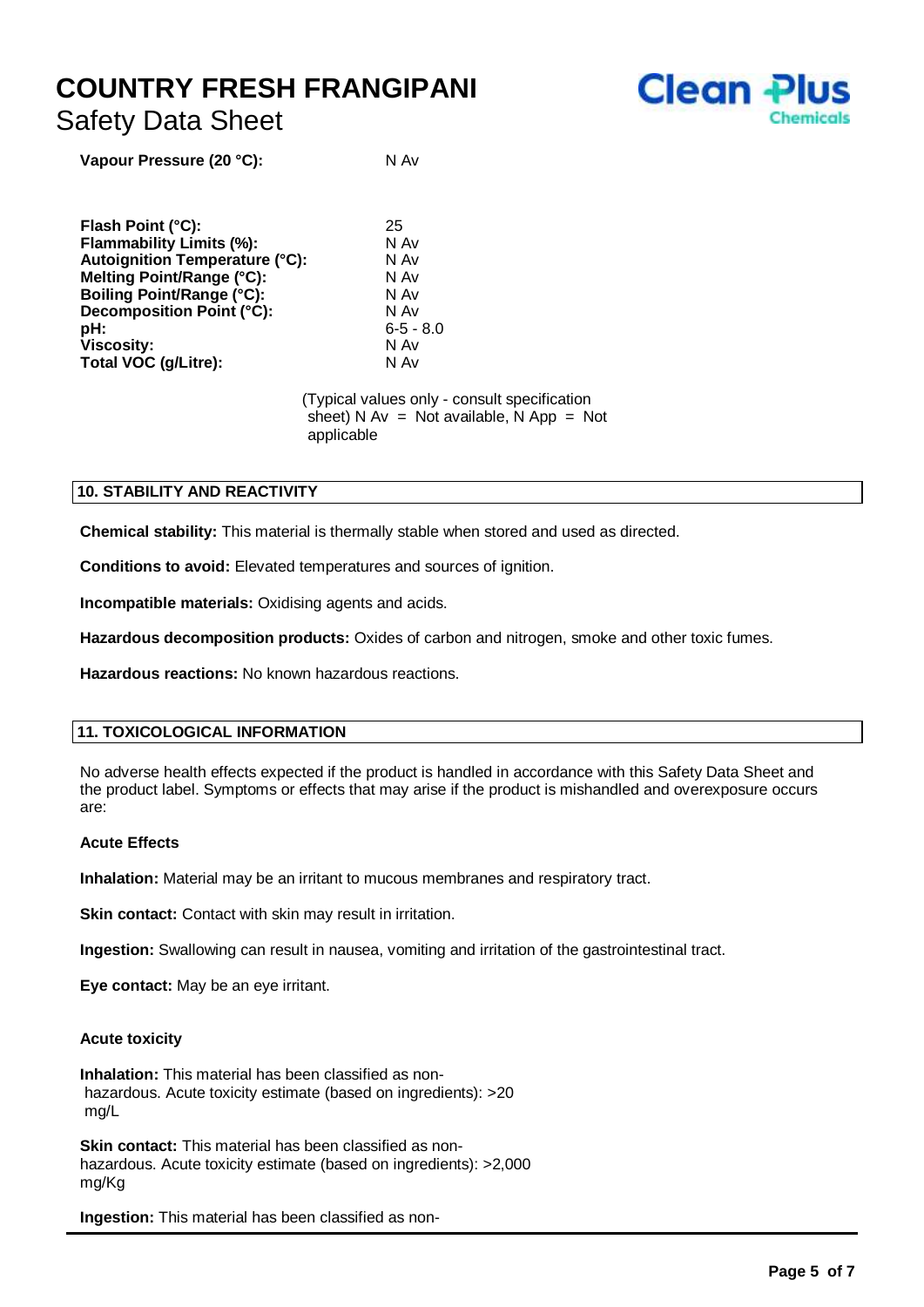| | |
|---|---|
| **Vapour Pressure (20 °C):** | N Av |
| **Flash Point (°C):** | 25 |
| **Flammability Limits (%):** | N Av |
| **Autoignition Temperature (°C):** | N Av |
| **Melting Point/Range (°C):** | N Av |
| **Boiling Point/Range (°C):** | N Av |
| **Decomposition Point (°C):** | N Av |
| **pH:** | 6-5 - 8.0 |
| **Viscosity:** | N Av |
| **Total VOC (g/Litre):** | N Av |

(Typical values only - consult specification sheet) N Av = Not available, N App = Not applicable

## 10. STABILITY AND REACTIVITY

**Chemical stability:** This material is thermally stable when stored and used as directed.

**Conditions to avoid:** Elevated temperatures and sources of ignition.

**Incompatible materials:** Oxidising agents and acids.

**Hazardous decomposition products:** Oxides of carbon and nitrogen, smoke and other toxic fumes.

**Hazardous reactions:** No known hazardous reactions.

## 11. TOXICOLOGICAL INFORMATION

No adverse health effects expected if the product is handled in accordance with this Safety Data Sheet and the product label. Symptoms or effects that may arise if the product is mishandled and overexposure occurs are:

**Acute Effects**

**Inhalation:** Material may be an irritant to mucous membranes and respiratory tract.

**Skin contact:** Contact with skin may result in irritation.

**Ingestion:** Swallowing can result in nausea, vomiting and irritation of the gastrointestinal tract.

**Eye contact:** May be an eye irritant.

**Acute toxicity**

**Inhalation:** This material has been classified as non-hazardous. Acute toxicity estimate (based on ingredients): >20 mg/L

**Skin contact:** This material has been classified as non-hazardous. Acute toxicity estimate (based on ingredients): >2,000 mg/Kg

**Ingestion:** This material has been classified as non-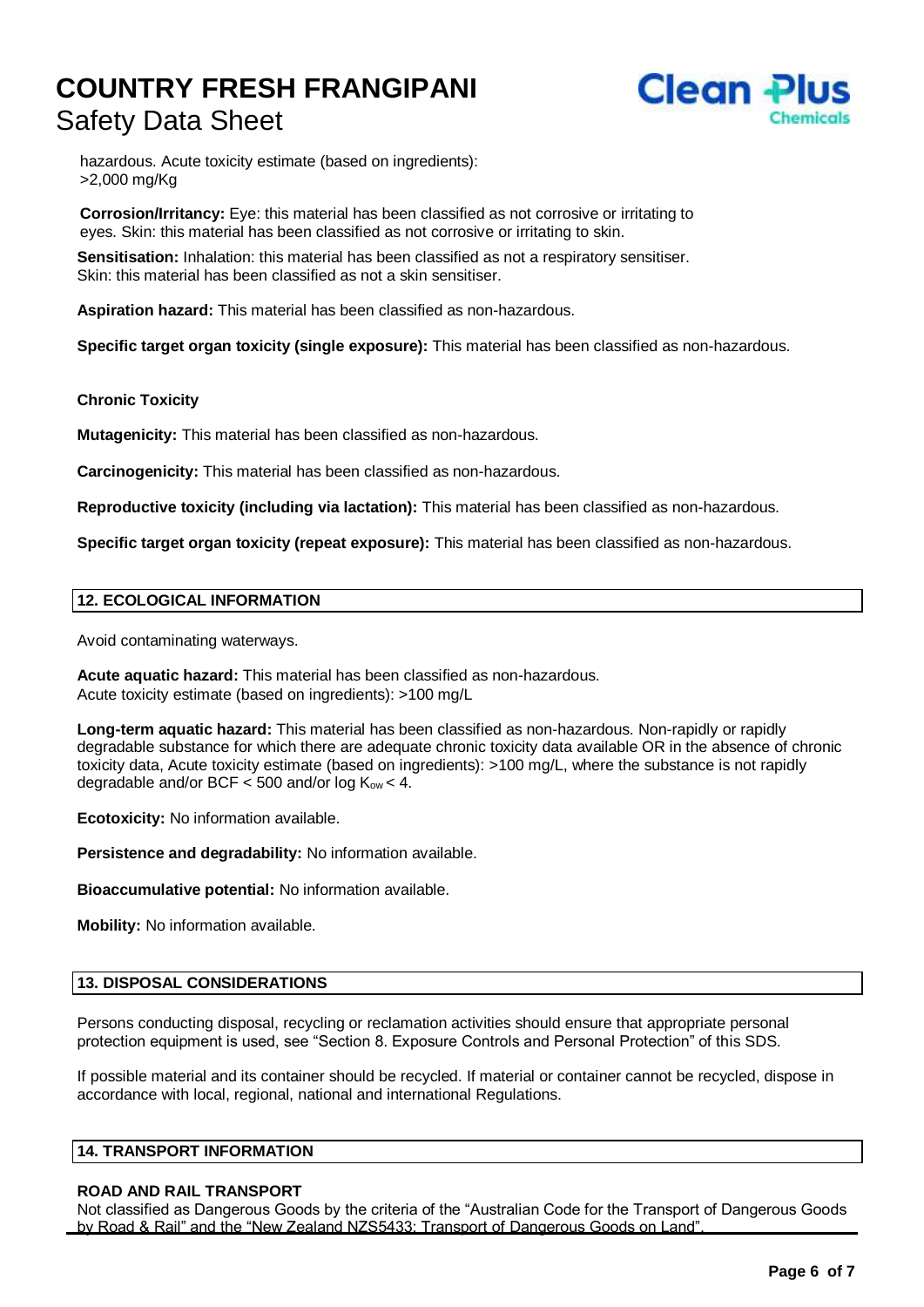hazardous. Acute toxicity estimate (based on ingredients): >2,000 mg/Kg

**Corrosion/Irritancy:** Eye: this material has been classified as not corrosive or irritating to eyes. Skin: this material has been classified as not corrosive or irritating to skin.

**Sensitisation:** Inhalation: this material has been classified as not a respiratory sensitiser. Skin: this material has been classified as not a skin sensitiser.

**Aspiration hazard:** This material has been classified as non-hazardous.

**Specific target organ toxicity (single exposure):** This material has been classified as non-hazardous.

**Chronic Toxicity**

**Mutagenicity:** This material has been classified as non-hazardous.

**Carcinogenicity:** This material has been classified as non-hazardous.

**Reproductive toxicity (including via lactation):** This material has been classified as non-hazardous.

**Specific target organ toxicity (repeat exposure):** This material has been classified as non-hazardous.

## 12. ECOLOGICAL INFORMATION

Avoid contaminating waterways.

**Acute aquatic hazard:** This material has been classified as non-hazardous.
Acute toxicity estimate (based on ingredients): >100 mg/L

**Long-term aquatic hazard:** This material has been classified as non-hazardous. Non-rapidly or rapidly degradable substance for which there are adequate chronic toxicity data available OR in the absence of chronic toxicity data, Acute toxicity estimate (based on ingredients): >100 mg/L, where the substance is not rapidly degradable and/or BCF < 500 and/or log $K_{ow} < 4$.

**Ecotoxicity:** No information available.

**Persistence and degradability:** No information available.

**Bioaccumulative potential:** No information available.

**Mobility:** No information available.

## 13. DISPOSAL CONSIDERATIONS

Persons conducting disposal, recycling or reclamation activities should ensure that appropriate personal protection equipment is used, see "Section 8. Exposure Controls and Personal Protection" of this SDS.

If possible material and its container should be recycled. If material or container cannot be recycled, dispose in accordance with local, regional, national and international Regulations.

## 14. TRANSPORT INFORMATION

**ROAD AND RAIL TRANSPORT**

Not classified as Dangerous Goods by the criteria of the "Australian Code for the Transport of Dangerous Goods by Road & Rail" and the "New Zealand NZS5433: Transport of Dangerous Goods on Land".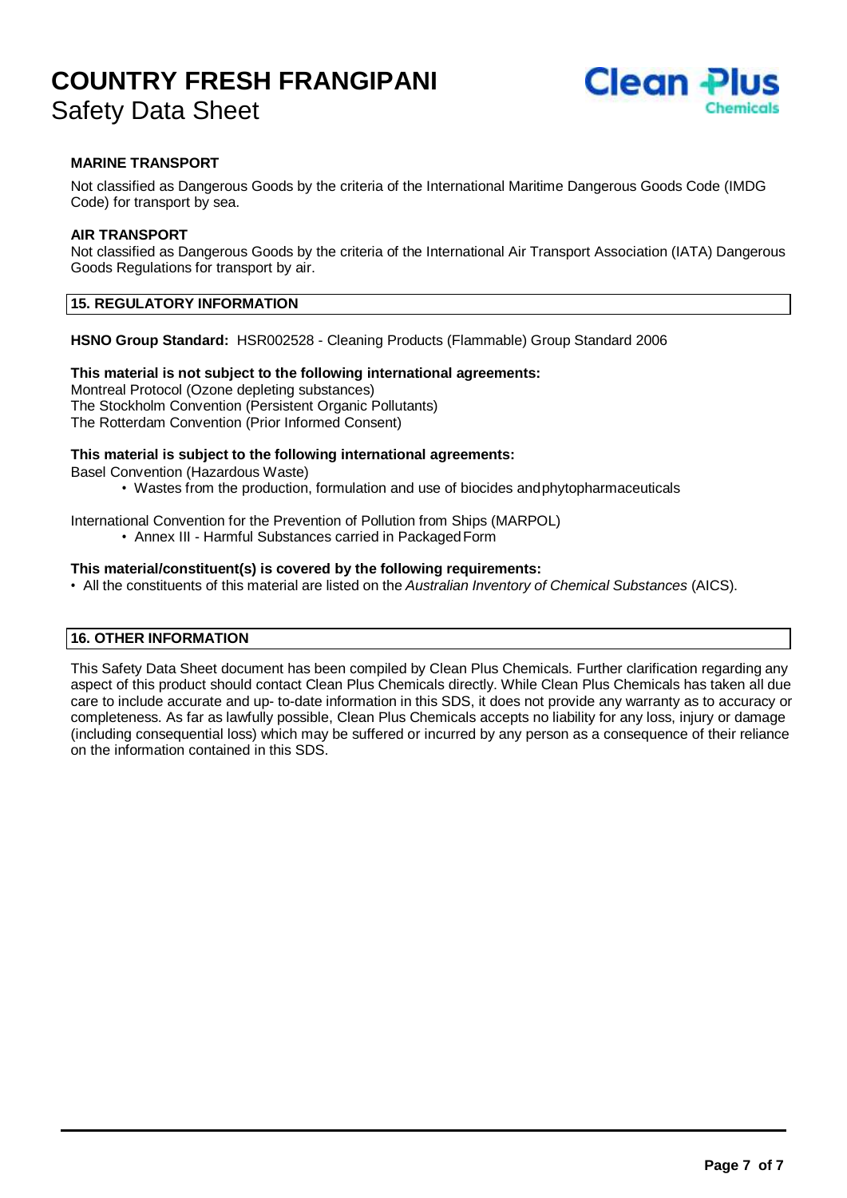#### MARINE TRANSPORT

Not classified as Dangerous Goods by the criteria of the International Maritime Dangerous Goods Code (IMDG Code) for transport by sea.

#### AIR TRANSPORT

Not classified as Dangerous Goods by the criteria of the International Air Transport Association (IATA) Dangerous Goods Regulations for transport by air.

## 15. REGULATORY INFORMATION

**HSNO Group Standard:** HSR002528 - Cleaning Products (Flammable) Group Standard 2006

**This material is not subject to the following international agreements:**
Montreal Protocol (Ozone depleting substances)
The Stockholm Convention (Persistent Organic Pollutants)
The Rotterdam Convention (Prior Informed Consent)

**This material is subject to the following international agreements:**
Basel Convention (Hazardous Waste)

- Wastes from the production, formulation and use of biocides and phytopharmaceuticals

International Convention for the Prevention of Pollution from Ships (MARPOL)

- Annex III - Harmful Substances carried in Packaged Form

**This material/constituent(s) is covered by the following requirements:**

- All the constituents of this material are listed on the *Australian Inventory of Chemical Substances* (AICS).

## 16. OTHER INFORMATION

This Safety Data Sheet document has been compiled by Clean Plus Chemicals. Further clarification regarding any aspect of this product should contact Clean Plus Chemicals directly. While Clean Plus Chemicals has taken all due care to include accurate and up- to-date information in this SDS, it does not provide any warranty as to accuracy or completeness. As far as lawfully possible, Clean Plus Chemicals accepts no liability for any loss, injury or damage (including consequential loss) which may be suffered or incurred by any person as a consequence of their reliance on the information contained in this SDS.